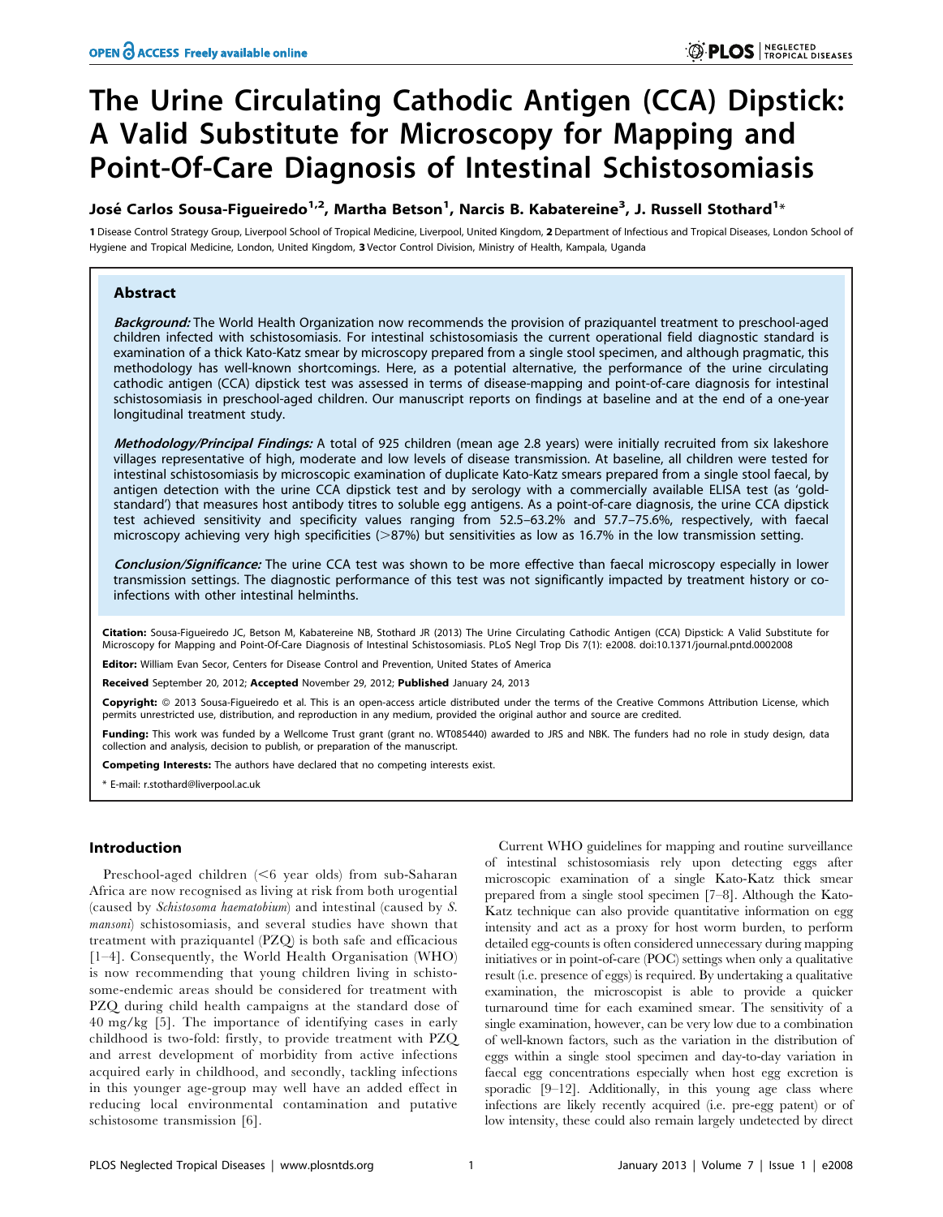# The Urine Circulating Cathodic Antigen (CCA) Dipstick: A Valid Substitute for Microscopy for Mapping and Point-Of-Care Diagnosis of Intestinal Schistosomiasis

**José Carlos Sousa-Figueiredo[1,2], Martha Betson[1], Narcis B. Kabatereine[3], J. Russell Stothard[1]***

1 Disease Control Strategy Group, Liverpool School of Tropical Medicine, Liverpool, United Kingdom, 2 Department of Infectious and Tropical Diseases, London School of Hygiene and Tropical Medicine, London, United Kingdom, 3 Vector Control Division, Ministry of Health, Kampala, Uganda

## Abstract

***Background:*** The World Health Organization now recommends the provision of praziquantel treatment to preschool-aged children infected with schistosomiasis. For intestinal schistosomiasis the current operational field diagnostic standard is examination of a thick Kato-Katz smear by microscopy prepared from a single stool specimen, and although pragmatic, this methodology has well-known shortcomings. Here, as a potential alternative, the performance of the urine circulating cathodic antigen (CCA) dipstick test was assessed in terms of disease-mapping and point-of-care diagnosis for intestinal schistosomiasis in preschool-aged children. Our manuscript reports on findings at baseline and at the end of a one-year longitudinal treatment study.

***Methodology/Principal Findings:*** A total of 925 children (mean age 2.8 years) were initially recruited from six lakeshore villages representative of high, moderate and low levels of disease transmission. At baseline, all children were tested for intestinal schistosomiasis by microscopic examination of duplicate Kato-Katz smears prepared from a single stool faecal, by antigen detection with the urine CCA dipstick test and by serology with a commercially available ELISA test (as 'gold-standard') that measures host antibody titres to soluble egg antigens. As a point-of-care diagnosis, the urine CCA dipstick test achieved sensitivity and specificity values ranging from 52.5–63.2% and 57.7–75.6%, respectively, with faecal microscopy achieving very high specificities (>87%) but sensitivities as low as 16.7% in the low transmission setting.

***Conclusion/Significance:*** The urine CCA test was shown to be more effective than faecal microscopy especially in lower transmission settings. The diagnostic performance of this test was not significantly impacted by treatment history or co-infections with other intestinal helminths.

**Citation:** Sousa-Figueiredo JC, Betson M, Kabatereine NB, Stothard JR (2013) The Urine Circulating Cathodic Antigen (CCA) Dipstick: A Valid Substitute for Microscopy for Mapping and Point-Of-Care Diagnosis of Intestinal Schistosomiasis. PLoS Negl Trop Dis 7(1): e2008. doi:10.1371/journal.pntd.0002008

**Editor:** William Evan Secor, Centers for Disease Control and Prevention, United States of America

**Received** September 20, 2012; **Accepted** November 29, 2012; **Published** January 24, 2013

**Copyright:** © 2013 Sousa-Figueiredo et al. This is an open-access article distributed under the terms of the Creative Commons Attribution License, which permits unrestricted use, distribution, and reproduction in any medium, provided the original author and source are credited.

**Funding:** This work was funded by a Wellcome Trust grant (grant no. WT085440) awarded to JRS and NBK. The funders had no role in study design, data collection and analysis, decision to publish, or preparation of the manuscript.

**Competing Interests:** The authors have declared that no competing interests exist.

* E-mail: r.stothard@liverpool.ac.uk

## Introduction

Preschool-aged children (<6 year olds) from sub-Saharan Africa are now recognised as living at risk from both urogenital (caused by *Schistosoma haematobium*) and intestinal (caused by *S. mansoni*) schistosomiasis, and several studies have shown that treatment with praziquantel (PZQ) is both safe and efficacious [1–4]. Consequently, the World Health Organisation (WHO) is now recommending that young children living in schistosome-endemic areas should be considered for treatment with PZQ during child health campaigns at the standard dose of 40 mg/kg [5]. The importance of identifying cases in early childhood is two-fold: firstly, to provide treatment with PZQ and arrest development of morbidity from active infections acquired early in childhood, and secondly, tackling infections in this younger age-group may well have an added effect in reducing local environmental contamination and putative schistosome transmission [6].

Current WHO guidelines for mapping and routine surveillance of intestinal schistosomiasis rely upon detecting eggs after microscopic examination of a single Kato-Katz thick smear prepared from a single stool specimen [7–8]. Although the Kato-Katz technique can also provide quantitative information on egg intensity and act as a proxy for host worm burden, to perform detailed egg-counts is often considered unnecessary during mapping initiatives or in point-of-care (POC) settings when only a qualitative result (i.e. presence of eggs) is required. By undertaking a qualitative examination, the microscopist is able to provide a quicker turnaround time for each examined smear. The sensitivity of a single examination, however, can be very low due to a combination of well-known factors, such as the variation in the distribution of eggs within a single stool specimen and day-to-day variation in faecal egg concentrations especially when host egg excretion is sporadic [9–12]. Additionally, in this young age class where infections are likely recently acquired (i.e. pre-egg patent) or of low intensity, these could also remain largely undetected by direct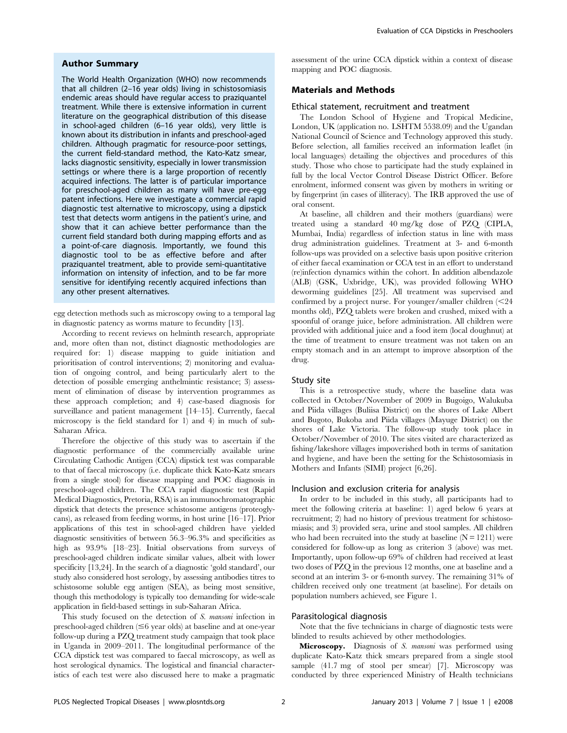## Author Summary

The World Health Organization (WHO) now recommends that all children (2–16 year olds) living in schistosomiasis endemic areas should have regular access to praziquantel treatment. While there is extensive information in current literature on the geographical distribution of this disease in school-aged children (6–16 year olds), very little is known about its distribution in infants and preschool-aged children. Although pragmatic for resource-poor settings, the current field-standard method, the Kato-Katz smear, lacks diagnostic sensitivity, especially in lower transmission settings or where there is a large proportion of recently acquired infections. The latter is of particular importance for preschool-aged children as many will have pre-egg patent infections. Here we investigate a commercial rapid diagnostic test alternative to microscopy, using a dipstick test that detects worm antigens in the patient's urine, and show that it can achieve better performance than the current field standard both during mapping efforts and as a point-of-care diagnosis. Importantly, we found this diagnostic tool to be as effective before and after praziquantel treatment, able to provide semi-quantitative information on intensity of infection, and to be far more sensitive for identifying recently acquired infections than any other present alternatives.

egg detection methods such as microscopy owing to a temporal lag in diagnostic patency as worms mature to fecundity [13].

According to recent reviews on helminth research, appropriate and, more often than not, distinct diagnostic methodologies are required for: 1) disease mapping to guide initiation and prioritisation of control interventions; 2) monitoring and evaluation of ongoing control, and being particularly alert to the detection of possible emerging anthelmintic resistance; 3) assessment of elimination of disease by intervention programmes as these approach completion; and 4) case-based diagnosis for surveillance and patient management [14–15]. Currently, faecal microscopy is the field standard for 1) and 4) in much of sub-Saharan Africa.

Therefore the objective of this study was to ascertain if the diagnostic performance of the commercially available urine Circulating Cathodic Antigen (CCA) dipstick test was comparable to that of faecal microscopy (i.e. duplicate thick Kato-Katz smears from a single stool) for disease mapping and POC diagnosis in preschool-aged children. The CCA rapid diagnostic test (Rapid Medical Diagnostics, Pretoria, RSA) is an immunochromatographic dipstick that detects the presence schistosome antigens (proteoglycans), as released from feeding worms, in host urine [16–17]. Prior applications of this test in school-aged children have yielded diagnostic sensitivities of between 56.3–96.3% and specificities as high as 93.9% [18–23]. Initial observations from surveys of preschool-aged children indicate similar values, albeit with lower specificity [13,24]. In the search of a diagnostic 'gold standard', our study also considered host serology, by assessing antibodies titres to schistosome soluble egg antigen (SEA), as being most sensitive, though this methodology is typically too demanding for wide-scale application in field-based settings in sub-Saharan Africa.

This study focused on the detection of *S. mansoni* infection in preschool-aged children (≤6 year olds) at baseline and at one-year follow-up during a PZQ treatment study campaign that took place in Uganda in 2009–2011. The longitudinal performance of the CCA dipstick test was compared to faecal microscopy, as well as host serological dynamics. The logistical and financial characteristics of each test were also discussed here to make a pragmatic assessment of the urine CCA dipstick within a context of disease mapping and POC diagnosis.

## Materials and Methods

### Ethical statement, recruitment and treatment

The London School of Hygiene and Tropical Medicine, London, UK (application no. LSHTM 5538.09) and the Ugandan National Council of Science and Technology approved this study. Before selection, all families received an information leaflet (in local languages) detailing the objectives and procedures of this study. Those who chose to participate had the study explained in full by the local Vector Control Disease District Officer. Before enrolment, informed consent was given by mothers in writing or by fingerprint (in cases of illiteracy). The IRB approved the use of oral consent.

At baseline, all children and their mothers (guardians) were treated using a standard 40 mg/kg dose of PZQ (CIPLA, Mumbai, India) regardless of infection status in line with mass drug administration guidelines. Treatment at 3- and 6-month follow-ups was provided on a selective basis upon positive criterion of either faecal examination or CCA test in an effort to understand (re)infection dynamics within the cohort. In addition albendazole (ALB) (GSK, Uxbridge, UK), was provided following WHO deworming guidelines [25]. All treatment was supervised and confirmed by a project nurse. For younger/smaller children (<24 months old), PZQ tablets were broken and crushed, mixed with a spoonful of orange juice, before administration. All children were provided with additional juice and a food item (local doughnut) at the time of treatment to ensure treatment was not taken on an empty stomach and in an attempt to improve absorption of the drug.

### Study site

This is a retrospective study, where the baseline data was collected in October/November of 2009 in Bugoigo, Walukuba and Piida villages (Buliisa District) on the shores of Lake Albert and Bugoto, Bukoba and Piida villages (Mayuge District) on the shores of Lake Victoria. The follow-up study took place in October/November of 2010. The sites visited are characterized as fishing/lakeshore villages impoverished both in terms of sanitation and hygiene, and have been the setting for the Schistosomiasis in Mothers and Infants (SIMI) project [6,26].

### Inclusion and exclusion criteria for analysis

In order to be included in this study, all participants had to meet the following criteria at baseline: 1) aged below 6 years at recruitment; 2) had no history of previous treatment for schistosomiasis; and 3) provided sera, urine and stool samples. All children who had been recruited into the study at baseline (N = 1211) were considered for follow-up as long as criterion 3 (above) was met. Importantly, upon follow-up 69% of children had received at least two doses of PZQ in the previous 12 months, one at baseline and a second at an interim 3- or 6-month survey. The remaining 31% of children received only one treatment (at baseline). For details on population numbers achieved, see Figure 1.

### Parasitological diagnosis

Note that the five technicians in charge of diagnostic tests were blinded to results achieved by other methodologies.

**Microscopy.** Diagnosis of *S. mansoni* was performed using duplicate Kato-Katz thick smears prepared from a single stool sample (41.7 mg of stool per smear) [7]. Microscopy was conducted by three experienced Ministry of Health technicians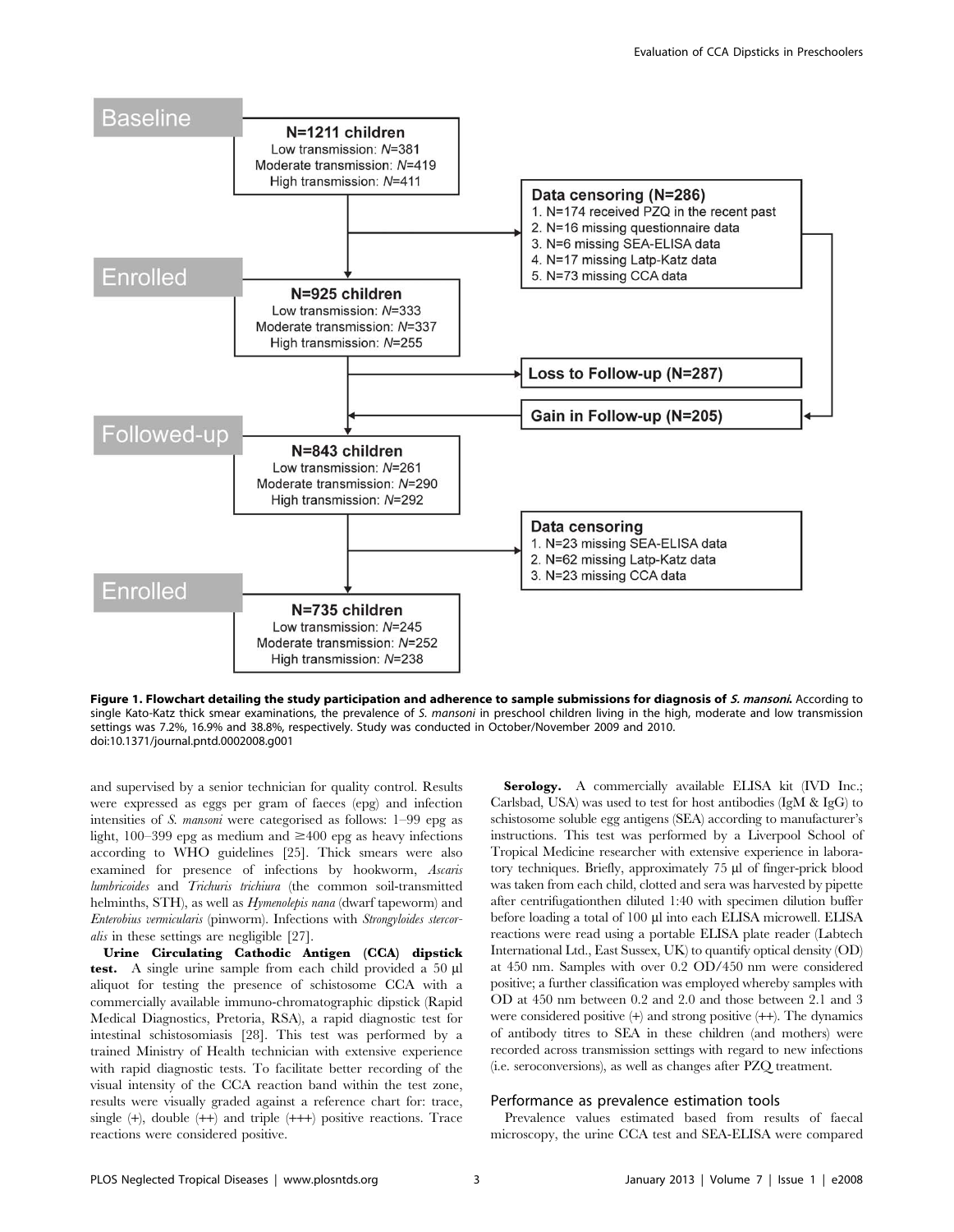**Figure 1. Flowchart detailing the study participation and adherence to sample submissions for diagnosis of *S. mansoni*.** According to single Kato-Katz thick smear examinations, the prevalence of *S. mansoni* in preschool children living in the high, moderate and low transmission settings was 7.2%, 16.9% and 38.8%, respectively. Study was conducted in October/November 2009 and 2010.
doi:10.1371/journal.pntd.0002008.g001

and supervised by a senior technician for quality control. Results were expressed as eggs per gram of faeces (epg) and infection intensities of *S. mansoni* were categorised as follows: 1–99 epg as light, 100–399 epg as medium and ≥400 epg as heavy infections according to WHO guidelines [25]. Thick smears were also examined for presence of infections by hookworm, *Ascaris lumbricoides* and *Trichuris trichiura* (the common soil-transmitted helminths, STH), as well as *Hymenolepis nana* (dwarf tapeworm) and *Enterobius vermicularis* (pinworm). Infections with *Strongyloides stercoralis* in these settings are negligible [27].

**Urine Circulating Cathodic Antigen (CCA) dipstick test.** A single urine sample from each child provided a 50 µl aliquot for testing the presence of schistosome CCA with a commercially available immuno-chromatographic dipstick (Rapid Medical Diagnostics, Pretoria, RSA), a rapid diagnostic test for intestinal schistosomiasis [28]. This test was performed by a trained Ministry of Health technician with extensive experience with rapid diagnostic tests. To facilitate better recording of the visual intensity of the CCA reaction band within the test zone, results were visually graded against a reference chart for: trace, single (+), double (++) and triple (+++) positive reactions. Trace reactions were considered positive.

**Serology.** A commercially available ELISA kit (IVD Inc.; Carlsbad, USA) was used to test for host antibodies (IgM & IgG) to schistosome soluble egg antigens (SEA) according to manufacturer's instructions. This test was performed by a Liverpool School of Tropical Medicine researcher with extensive experience in laboratory techniques. Briefly, approximately 75 µl of finger-prick blood was taken from each child, clotted and sera was harvested by pipette after centrifugationthen diluted 1:40 with specimen dilution buffer before loading a total of 100 µl into each ELISA microwell. ELISA reactions were read using a portable ELISA plate reader (Labtech International Ltd., East Sussex, UK) to quantify optical density (OD) at 450 nm. Samples with over 0.2 OD/450 nm were considered positive; a further classification was employed whereby samples with OD at 450 nm between 0.2 and 2.0 and those between 2.1 and 3 were considered positive (+) and strong positive (++). The dynamics of antibody titres to SEA in these children (and mothers) were recorded across transmission settings with regard to new infections (i.e. seroconversions), as well as changes after PZQ treatment.

### Performance as prevalence estimation tools

Prevalence values estimated based from results of faecal microscopy, the urine CCA test and SEA-ELISA were compared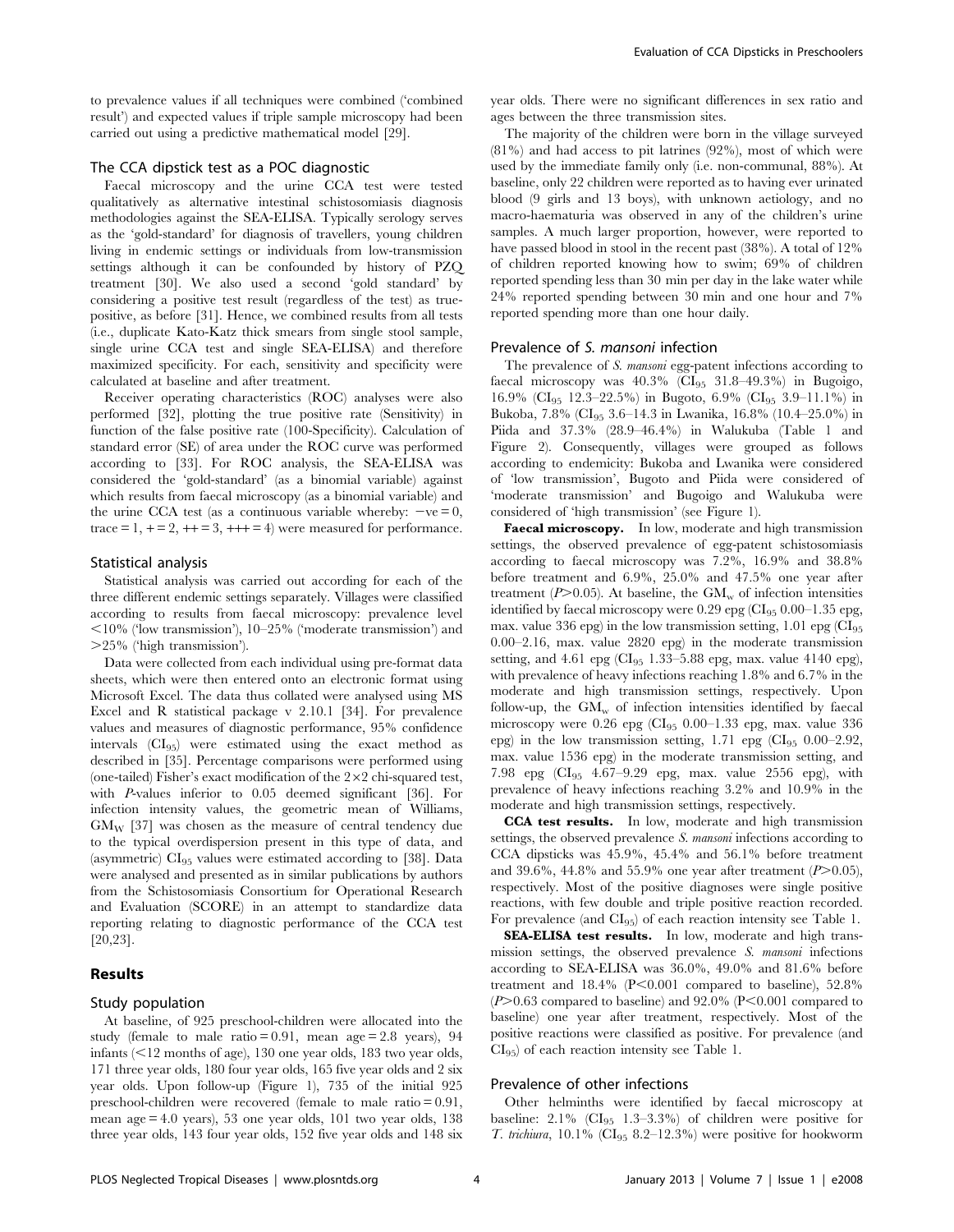to prevalence values if all techniques were combined ('combined result') and expected values if triple sample microscopy had been carried out using a predictive mathematical model [29].

### The CCA dipstick test as a POC diagnostic

Faecal microscopy and the urine CCA test were tested qualitatively as alternative intestinal schistosomiasis diagnosis methodologies against the SEA-ELISA. Typically serology serves as the 'gold-standard' for diagnosis of travellers, young children living in endemic settings or individuals from low-transmission settings although it can be confounded by history of PZQ treatment [30]. We also used a second 'gold standard' by considering a positive test result (regardless of the test) as true-positive, as before [31]. Hence, we combined results from all tests (i.e., duplicate Kato-Katz thick smears from single stool sample, single urine CCA test and single SEA-ELISA) and therefore maximized specificity. For each, sensitivity and specificity were calculated at baseline and after treatment.

Receiver operating characteristics (ROC) analyses were also performed [32], plotting the true positive rate (Sensitivity) in function of the false positive rate (100-Specificity). Calculation of standard error (SE) of area under the ROC curve was performed according to [33]. For ROC analysis, the SEA-ELISA was considered the 'gold-standard' (as a binomial variable) against which results from faecal microscopy (as a binomial variable) and the urine CCA test (as a continuous variable whereby: −ve = 0, trace = 1, + = 2, ++ = 3, +++ = 4) were measured for performance.

### Statistical analysis

Statistical analysis was carried out according for each of the three different endemic settings separately. Villages were classified according to results from faecal microscopy: prevalence level <10% ('low transmission'), 10–25% ('moderate transmission') and >25% ('high transmission').

Data were collected from each individual using pre-format data sheets, which were then entered onto an electronic format using Microsoft Excel. The data thus collated were analysed using MS Excel and R statistical package v 2.10.1 [34]. For prevalence values and measures of diagnostic performance, 95% confidence intervals ($CI_{95}$) were estimated using the exact method as described in [35]. Percentage comparisons were performed using (one-tailed) Fisher's exact modification of the 2×2 chi-squared test, with *P*-values inferior to 0.05 deemed significant [36]. For infection intensity values, the geometric mean of Williams, $GM_W$ [37] was chosen as the measure of central tendency due to the typical overdispersion present in this type of data, and (asymmetric) $CI_{95}$ values were estimated according to [38]. Data were analysed and presented as in similar publications by authors from the Schistosomiasis Consortium for Operational Research and Evaluation (SCORE) in an attempt to standardize data reporting relating to diagnostic performance of the CCA test [20,23].

## Results

### Study population

At baseline, of 925 preschool-children were allocated into the study (female to male ratio = 0.91, mean age = 2.8 years), 94 infants (<12 months of age), 130 one year olds, 183 two year olds, 171 three year olds, 180 four year olds, 165 five year olds and 2 six year olds. Upon follow-up (Figure 1), 735 of the initial 925 preschool-children were recovered (female to male ratio = 0.91, mean age = 4.0 years), 53 one year olds, 101 two year olds, 138 three year olds, 143 four year olds, 152 five year olds and 148 six year olds. There were no significant differences in sex ratio and ages between the three transmission sites.

The majority of the children were born in the village surveyed (81%) and had access to pit latrines (92%), most of which were used by the immediate family only (i.e. non-communal, 88%). At baseline, only 22 children were reported as to having ever urinated blood (9 girls and 13 boys), with unknown aetiology, and no macro-haematuria was observed in any of the children's urine samples. A much larger proportion, however, were reported to have passed blood in stool in the recent past (38%). A total of 12% of children reported knowing how to swim; 69% of children reported spending less than 30 min per day in the lake water while 24% reported spending between 30 min and one hour and 7% reported spending more than one hour daily.

### Prevalence of *S. mansoni* infection

The prevalence of *S. mansoni* egg-patent infections according to faecal microscopy was 40.3% ($CI_{95}$ 31.8–49.3%) in Bugoigo, 16.9% ($CI_{95}$ 12.3–22.5%) in Bugoto, 6.9% ($CI_{95}$ 3.9–11.1%) in Bukoba, 7.8% ($CI_{95}$ 3.6–14.3 in Lwanika, 16.8% (10.4–25.0%) in Piida and 37.3% (28.9–46.4%) in Walukuba (Table 1 and Figure 2). Consequently, villages were grouped as follows according to endemicity: Bukoba and Lwanika were considered of 'low transmission', Bugoto and Piida were considered of 'moderate transmission' and Bugoigo and Walukuba were considered of 'high transmission' (see Figure 1).

**Faecal microscopy.** In low, moderate and high transmission settings, the observed prevalence of egg-patent schistosomiasis according to faecal microscopy was 7.2%, 16.9% and 38.8% before treatment and 6.9%, 25.0% and 47.5% one year after treatment ($P$>0.05). At baseline, the $GM_w$ of infection intensities identified by faecal microscopy were 0.29 epg ($CI_{95}$ 0.00–1.35 epg, max. value 336 epg) in the low transmission setting, 1.01 epg ($CI_{95}$ 0.00–2.16, max. value 2820 epg) in the moderate transmission setting, and 4.61 epg ($CI_{95}$ 1.33–5.88 epg, max. value 4140 epg), with prevalence of heavy infections reaching 1.8% and 6.7% in the moderate and high transmission settings, respectively. Upon follow-up, the $GM_w$ of infection intensities identified by faecal microscopy were 0.26 epg ($CI_{95}$ 0.00–1.33 epg, max. value 336 epg) in the low transmission setting, 1.71 epg ($CI_{95}$ 0.00–2.92, max. value 1536 epg) in the moderate transmission setting, and 7.98 epg ($CI_{95}$ 4.67–9.29 epg, max. value 2556 epg), with prevalence of heavy infections reaching 3.2% and 10.9% in the moderate and high transmission settings, respectively.

**CCA test results.** In low, moderate and high transmission settings, the observed prevalence *S. mansoni* infections according to CCA dipsticks was 45.9%, 45.4% and 56.1% before treatment and 39.6%, 44.8% and 55.9% one year after treatment ($P$>0.05), respectively. Most of the positive diagnoses were single positive reactions, with few double and triple positive reaction recorded. For prevalence (and $CI_{95}$) of each reaction intensity see Table 1.

**SEA-ELISA test results.** In low, moderate and high transmission settings, the observed prevalence *S. mansoni* infections according to SEA-ELISA was 36.0%, 49.0% and 81.6% before treatment and 18.4% (P<0.001 compared to baseline), 52.8% ($P$>0.63 compared to baseline) and 92.0% (P<0.001 compared to baseline) one year after treatment, respectively. Most of the positive reactions were classified as positive. For prevalence (and $CI_{95}$) of each reaction intensity see Table 1.

### Prevalence of other infections

Other helminths were identified by faecal microscopy at baseline: 2.1% ($CI_{95}$ 1.3–3.3%) of children were positive for *T. trichiura*, 10.1% ($CI_{95}$ 8.2–12.3%) were positive for hookworm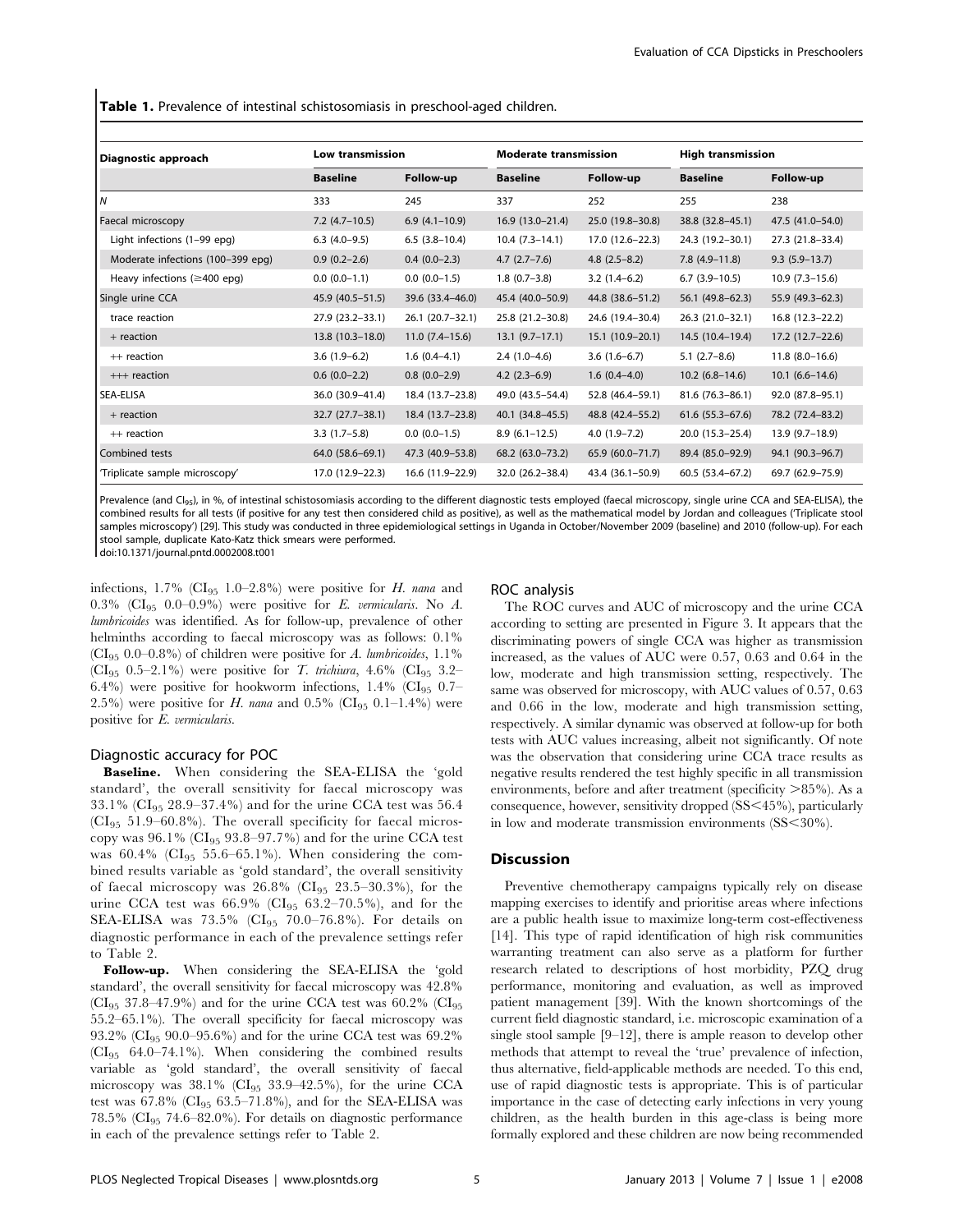**Table 1.** Prevalence of intestinal schistosomiasis in preschool-aged children.

| Diagnostic approach | Low transmission | | Moderate transmission | | High transmission | |
|---|---|---|---|---|---|---|
| | **Baseline** | **Follow-up** | **Baseline** | **Follow-up** | **Baseline** | **Follow-up** |
| *N* | 333 | 245 | 337 | 252 | 255 | 238 |
| Faecal microscopy | 7.2 (4.7–10.5) | 6.9 (4.1–10.9) | 16.9 (13.0–21.4) | 25.0 (19.8–30.8) | 38.8 (32.8–45.1) | 47.5 (41.0–54.0) |
| Light infections (1–99 epg) | 6.3 (4.0–9.5) | 6.5 (3.8–10.4) | 10.4 (7.3–14.1) | 17.0 (12.6–22.3) | 24.3 (19.2–30.1) | 27.3 (21.8–33.4) |
| Moderate infections (100–399 epg) | 0.9 (0.2–2.6) | 0.4 (0.0–2.3) | 4.7 (2.7–7.6) | 4.8 (2.5–8.2) | 7.8 (4.9–11.8) | 9.3 (5.9–13.7) |
| Heavy infections (≥400 epg) | 0.0 (0.0–1.1) | 0.0 (0.0–1.5) | 1.8 (0.7–3.8) | 3.2 (1.4–6.2) | 6.7 (3.9–10.5) | 10.9 (7.3–15.6) |
| Single urine CCA | 45.9 (40.5–51.5) | 39.6 (33.4–46.0) | 45.4 (40.0–50.9) | 44.8 (38.6–51.2) | 56.1 (49.8–62.3) | 55.9 (49.3–62.3) |
| trace reaction | 27.9 (23.2–33.1) | 26.1 (20.7–32.1) | 25.8 (21.2–30.8) | 24.6 (19.4–30.4) | 26.3 (21.0–32.1) | 16.8 (12.3–22.2) |
| + reaction | 13.8 (10.3–18.0) | 11.0 (7.4–15.6) | 13.1 (9.7–17.1) | 15.1 (10.9–20.1) | 14.5 (10.4–19.4) | 17.2 (12.7–22.6) |
| ++ reaction | 3.6 (1.9–6.2) | 1.6 (0.4–4.1) | 2.4 (1.0–4.6) | 3.6 (1.6–6.7) | 5.1 (2.7–8.6) | 11.8 (8.0–16.6) |
| +++ reaction | 0.6 (0.0–2.2) | 0.8 (0.0–2.9) | 4.2 (2.3–6.9) | 1.6 (0.4–4.0) | 10.2 (6.8–14.6) | 10.1 (6.6–14.6) |
| SEA-ELISA | 36.0 (30.9–41.4) | 18.4 (13.7–23.8) | 49.0 (43.5–54.4) | 52.8 (46.4–59.1) | 81.6 (76.3–86.1) | 92.0 (87.8–95.1) |
| + reaction | 32.7 (27.7–38.1) | 18.4 (13.7–23.8) | 40.1 (34.8–45.5) | 48.8 (42.4–55.2) | 61.6 (55.3–67.6) | 78.2 (72.4–83.2) |
| ++ reaction | 3.3 (1.7–5.8) | 0.0 (0.0–1.5) | 8.9 (6.1–12.5) | 4.0 (1.9–7.2) | 20.0 (15.3–25.4) | 13.9 (9.7–18.9) |
| Combined tests | 64.0 (58.6–69.1) | 47.3 (40.9–53.8) | 68.2 (63.0–73.2) | 65.9 (60.0–71.7) | 89.4 (85.0–92.9) | 94.1 (90.3–96.7) |
| 'Triplicate sample microscopy' | 17.0 (12.9–22.3) | 16.6 (11.9–22.9) | 32.0 (26.2–38.4) | 43.4 (36.1–50.9) | 60.5 (53.4–67.2) | 69.7 (62.9–75.9) |

Prevalence (and $CI_{95}$), in %, of intestinal schistosomiasis according to the different diagnostic tests employed (faecal microscopy, single urine CCA and SEA-ELISA), the combined results for all tests (if positive for any test then considered child as positive), as well as the mathematical model by Jordan and colleagues ('Triplicate stool samples microscopy') [29]. This study was conducted in three epidemiological settings in Uganda in October/November 2009 (baseline) and 2010 (follow-up). For each stool sample, duplicate Kato-Katz thick smears were performed.

doi:10.1371/journal.pntd.0002008.t001

infections, 1.7% ($CI_{95}$ 1.0–2.8%) were positive for *H. nana* and 0.3% ($CI_{95}$ 0.0–0.9%) were positive for *E. vermicularis*. No *A. lumbricoides* was identified. As for follow-up, prevalence of other helminths according to faecal microscopy was as follows: 0.1% ($CI_{95}$ 0.0–0.8%) of children were positive for *A. lumbricoides*, 1.1% ($CI_{95}$ 0.5–2.1%) were positive for *T. trichiura*, 4.6% ($CI_{95}$ 3.2–6.4%) were positive for hookworm infections, 1.4% ($CI_{95}$ 0.7–2.5%) were positive for *H. nana* and 0.5% ($CI_{95}$ 0.1–1.4%) were positive for *E. vermicularis*.

### Diagnostic accuracy for POC

**Baseline.** When considering the SEA-ELISA the 'gold standard', the overall sensitivity for faecal microscopy was 33.1% ($CI_{95}$ 28.9–37.4%) and for the urine CCA test was 56.4 ($CI_{95}$ 51.9–60.8%). The overall specificity for faecal microscopy was 96.1% ($CI_{95}$ 93.8–97.7%) and for the urine CCA test was 60.4% ($CI_{95}$ 55.6–65.1%). When considering the combined results variable as 'gold standard', the overall sensitivity of faecal microscopy was 26.8% ($CI_{95}$ 23.5–30.3%), for the urine CCA test was 66.9% ($CI_{95}$ 63.2–70.5%), and for the SEA-ELISA was 73.5% ($CI_{95}$ 70.0–76.8%). For details on diagnostic performance in each of the prevalence settings refer to Table 2.

**Follow-up.** When considering the SEA-ELISA the 'gold standard', the overall sensitivity for faecal microscopy was 42.8% ($CI_{95}$ 37.8–47.9%) and for the urine CCA test was 60.2% ($CI_{95}$ 55.2–65.1%). The overall specificity for faecal microscopy was 93.2% ($CI_{95}$ 90.0–95.6%) and for the urine CCA test was 69.2% ($CI_{95}$ 64.0–74.1%). When considering the combined results variable as 'gold standard', the overall sensitivity of faecal microscopy was 38.1% ($CI_{95}$ 33.9–42.5%), for the urine CCA test was 67.8% ($CI_{95}$ 63.5–71.8%), and for the SEA-ELISA was 78.5% ($CI_{95}$ 74.6–82.0%). For details on diagnostic performance in each of the prevalence settings refer to Table 2.

### ROC analysis

The ROC curves and AUC of microscopy and the urine CCA according to setting are presented in Figure 3. It appears that the discriminating powers of single CCA was higher as transmission increased, as the values of AUC were 0.57, 0.63 and 0.64 in the low, moderate and high transmission setting, respectively. The same was observed for microscopy, with AUC values of 0.57, 0.63 and 0.66 in the low, moderate and high transmission setting, respectively. A similar dynamic was observed at follow-up for both tests with AUC values increasing, albeit not significantly. Of note was the observation that considering urine CCA trace results as negative results rendered the test highly specific in all transmission environments, before and after treatment (specificity >85%). As a consequence, however, sensitivity dropped (SS<45%), particularly in low and moderate transmission environments (SS<30%).

## Discussion

Preventive chemotherapy campaigns typically rely on disease mapping exercises to identify and prioritise areas where infections are a public health issue to maximize long-term cost-effectiveness [14]. This type of rapid identification of high risk communities warranting treatment can also serve as a platform for further research related to descriptions of host morbidity, PZQ drug performance, monitoring and evaluation, as well as improved patient management [39]. With the known shortcomings of the current field diagnostic standard, i.e. microscopic examination of a single stool sample [9–12], there is ample reason to develop other methods that attempt to reveal the 'true' prevalence of infection, thus alternative, field-applicable methods are needed. To this end, use of rapid diagnostic tests is appropriate. This is of particular importance in the case of detecting early infections in very young children, as the health burden in this age-class is being more formally explored and these children are now being recommended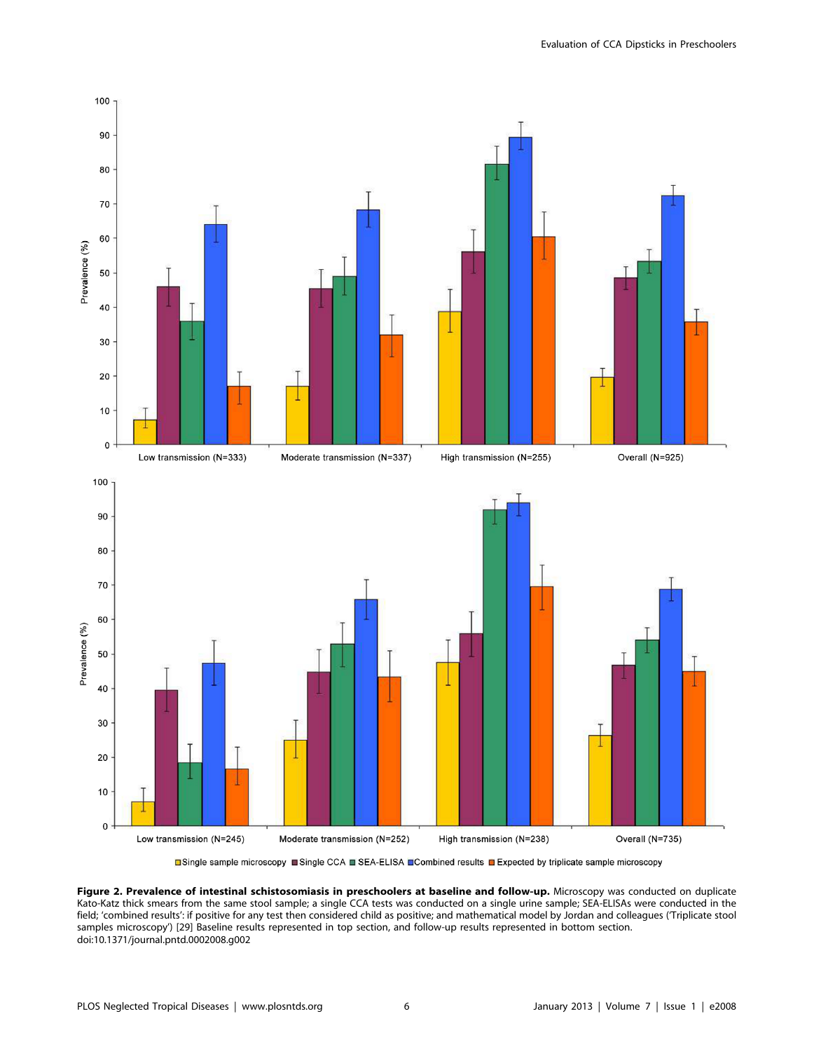**Figure 2. Prevalence of intestinal schistosomiasis in preschoolers at baseline and follow-up.** Microscopy was conducted on duplicate Kato-Katz thick smears from the same stool sample; a single CCA tests was conducted on a single urine sample; SEA-ELISAs were conducted in the field; 'combined results': if positive for any test then considered child as positive; and mathematical model by Jordan and colleagues ('Triplicate stool samples microscopy') [29] Baseline results represented in top section, and follow-up results represented in bottom section.
doi:10.1371/journal.pntd.0002008.g002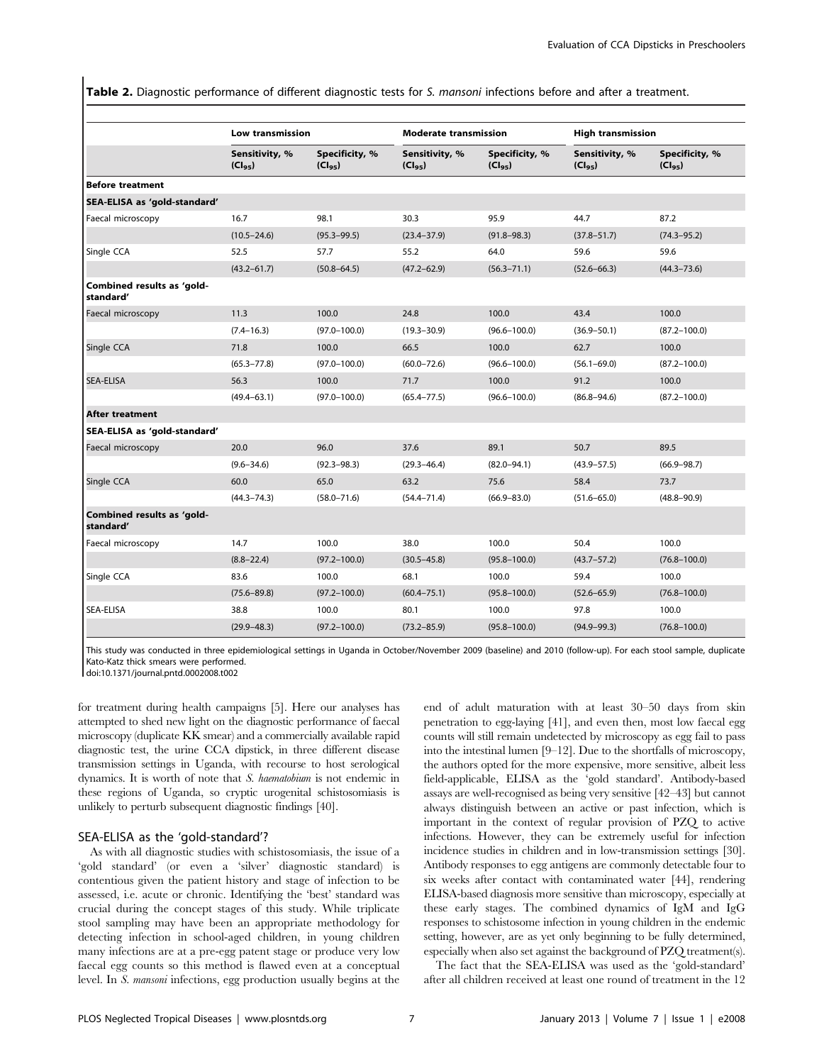**Table 2.** Diagnostic performance of different diagnostic tests for *S. mansoni* infections before and after a treatment.

| | Low transmission | | Moderate transmission | | High transmission | |
|---|---|---|---|---|---|---|
| | Sensitivity, % ($CI_{95}$) | Specificity, % ($CI_{95}$) | Sensitivity, % ($CI_{95}$) | Specificity, % ($CI_{95}$) | Sensitivity, % ($CI_{95}$) | Specificity, % ($CI_{95}$) |
| **Before treatment** | | | | | | |
| **SEA-ELISA as 'gold-standard'** | | | | | | |
| Faecal microscopy | 16.7 | 98.1 | 30.3 | 95.9 | 44.7 | 87.2 |
| | (10.5–24.6) | (95.3–99.5) | (23.4–37.9) | (91.8–98.3) | (37.8–51.7) | (74.3–95.2) |
| Single CCA | 52.5 | 57.7 | 55.2 | 64.0 | 59.6 | 59.6 |
| | (43.2–61.7) | (50.8–64.5) | (47.2–62.9) | (56.3–71.1) | (52.6–66.3) | (44.3–73.6) |
| **Combined results as 'gold-standard'** | | | | | | |
| Faecal microscopy | 11.3 | 100.0 | 24.8 | 100.0 | 43.4 | 100.0 |
| | (7.4–16.3) | (97.0–100.0) | (19.3–30.9) | (96.6–100.0) | (36.9–50.1) | (87.2–100.0) |
| Single CCA | 71.8 | 100.0 | 66.5 | 100.0 | 62.7 | 100.0 |
| | (65.3–77.8) | (97.0–100.0) | (60.0–72.6) | (96.6–100.0) | (56.1–69.0) | (87.2–100.0) |
| SEA-ELISA | 56.3 | 100.0 | 71.7 | 100.0 | 91.2 | 100.0 |
| | (49.4–63.1) | (97.0–100.0) | (65.4–77.5) | (96.6–100.0) | (86.8–94.6) | (87.2–100.0) |
| **After treatment** | | | | | | |
| **SEA-ELISA as 'gold-standard'** | | | | | | |
| Faecal microscopy | 20.0 | 96.0 | 37.6 | 89.1 | 50.7 | 89.5 |
| | (9.6–34.6) | (92.3–98.3) | (29.3–46.4) | (82.0–94.1) | (43.9–57.5) | (66.9–98.7) |
| Single CCA | 60.0 | 65.0 | 63.2 | 75.6 | 58.4 | 73.7 |
| | (44.3–74.3) | (58.0–71.6) | (54.4–71.4) | (66.9–83.0) | (51.6–65.0) | (48.8–90.9) |
| **Combined results as 'gold-standard'** | | | | | | |
| Faecal microscopy | 14.7 | 100.0 | 38.0 | 100.0 | 50.4 | 100.0 |
| | (8.8–22.4) | (97.2–100.0) | (30.5–45.8) | (95.8–100.0) | (43.7–57.2) | (76.8–100.0) |
| Single CCA | 83.6 | 100.0 | 68.1 | 100.0 | 59.4 | 100.0 |
| | (75.6–89.8) | (97.2–100.0) | (60.4–75.1) | (95.8–100.0) | (52.6–65.9) | (76.8–100.0) |
| SEA-ELISA | 38.8 | 100.0 | 80.1 | 100.0 | 97.8 | 100.0 |
| | (29.9–48.3) | (97.2–100.0) | (73.2–85.9) | (95.8–100.0) | (94.9–99.3) | (76.8–100.0) |

This study was conducted in three epidemiological settings in Uganda in October/November 2009 (baseline) and 2010 (follow-up). For each stool sample, duplicate Kato-Katz thick smears were performed.

doi:10.1371/journal.pntd.0002008.t002

for treatment during health campaigns [5]. Here our analyses has attempted to shed new light on the diagnostic performance of faecal microscopy (duplicate KK smear) and a commercially available rapid diagnostic test, the urine CCA dipstick, in three different disease transmission settings in Uganda, with recourse to host serological dynamics. It is worth of note that *S. haematobium* is not endemic in these regions of Uganda, so cryptic urogenital schistosomiasis is unlikely to perturb subsequent diagnostic findings [40].

## SEA-ELISA as the 'gold-standard'?

As with all diagnostic studies with schistosomiasis, the issue of a 'gold standard' (or even a 'silver' diagnostic standard) is contentious given the patient history and stage of infection to be assessed, i.e. acute or chronic. Identifying the 'best' standard was crucial during the concept stages of this study. While triplicate stool sampling may have been an appropriate methodology for detecting infection in school-aged children, in young children many infections are at a pre-egg patent stage or produce very low faecal egg counts so this method is flawed even at a conceptual level. In *S. mansoni* infections, egg production usually begins at the end of adult maturation with at least 30–50 days from skin penetration to egg-laying [41], and even then, most low faecal egg counts will still remain undetected by microscopy as egg fail to pass into the intestinal lumen [9–12]. Due to the shortfalls of microscopy, the authors opted for the more expensive, more sensitive, albeit less field-applicable, ELISA as the 'gold standard'. Antibody-based assays are well-recognised as being very sensitive [42–43] but cannot always distinguish between an active or past infection, which is important in the context of regular provision of PZQ to active infections. However, they can be extremely useful for infection incidence studies in children and in low-transmission settings [30]. Antibody responses to egg antigens are commonly detectable four to six weeks after contact with contaminated water [44], rendering ELISA-based diagnosis more sensitive than microscopy, especially at these early stages. The combined dynamics of IgM and IgG responses to schistosome infection in young children in the endemic setting, however, are as yet only beginning to be fully determined, especially when also set against the background of PZQ treatment(s).

The fact that the SEA-ELISA was used as the 'gold-standard' after all children received at least one round of treatment in the 12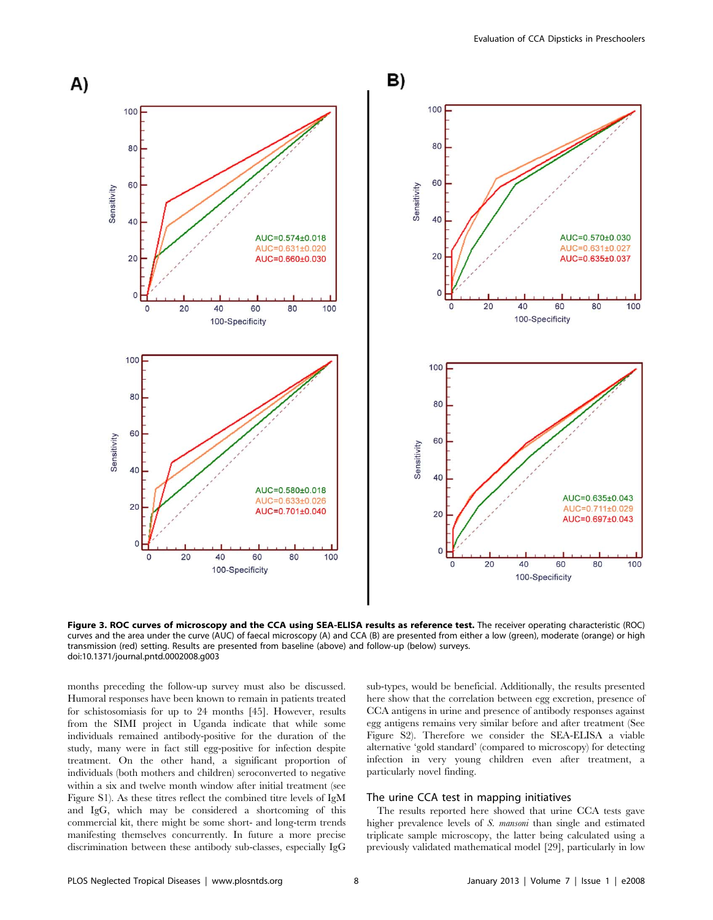**Figure 3. ROC curves of microscopy and the CCA using SEA-ELISA results as reference test.** The receiver operating characteristic (ROC) curves and the area under the curve (AUC) of faecal microscopy (A) and CCA (B) are presented from either a low (green), moderate (orange) or high transmission (red) setting. Results are presented from baseline (above) and follow-up (below) surveys.
doi:10.1371/journal.pntd.0002008.g003

months preceding the follow-up survey must also be discussed. Humoral responses have been known to remain in patients treated for schistosomiasis for up to 24 months [45]. However, results from the SIMI project in Uganda indicate that while some individuals remained antibody-positive for the duration of the study, many were in fact still egg-positive for infection despite treatment. On the other hand, a significant proportion of individuals (both mothers and children) seroconverted to negative within a six and twelve month window after initial treatment (see Figure S1). As these titres reflect the combined titre levels of IgM and IgG, which may be considered a shortcoming of this commercial kit, there might be some short- and long-term trends manifesting themselves concurrently. In future a more precise discrimination between these antibody sub-classes, especially IgG sub-types, would be beneficial. Additionally, the results presented here show that the correlation between egg excretion, presence of CCA antigens in urine and presence of antibody responses against egg antigens remains very similar before and after treatment (See Figure S2). Therefore we consider the SEA-ELISA a viable alternative 'gold standard' (compared to microscopy) for detecting infection in very young children even after treatment, a particularly novel finding.

## The urine CCA test in mapping initiatives

The results reported here showed that urine CCA tests gave higher prevalence levels of *S. mansoni* than single and estimated triplicate sample microscopy, the latter being calculated using a previously validated mathematical model [29], particularly in low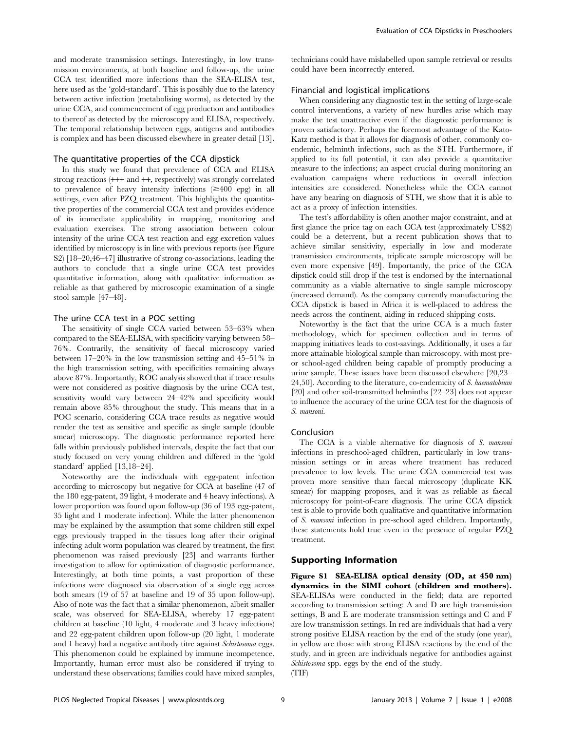and moderate transmission settings. Interestingly, in low transmission environments, at both baseline and follow-up, the urine CCA test identified more infections than the SEA-ELISA test, here used as the 'gold-standard'. This is possibly due to the latency between active infection (metabolising worms), as detected by the urine CCA, and commencement of egg production and antibodies to thereof as detected by the microscopy and ELISA, respectively. The temporal relationship between eggs, antigens and antibodies is complex and has been discussed elsewhere in greater detail [13].

### The quantitative properties of the CCA dipstick

In this study we found that prevalence of CCA and ELISA strong reactions (+++ and ++, respectively) was strongly correlated to prevalence of heavy intensity infections (≥400 epg) in all settings, even after PZQ treatment. This highlights the quantitative properties of the commercial CCA test and provides evidence of its immediate applicability in mapping, monitoring and evaluation exercises. The strong association between colour intensity of the urine CCA test reaction and egg excretion values identified by microscopy is in line with previous reports (see Figure S2) [18–20,46–47] illustrative of strong co-associations, leading the authors to conclude that a single urine CCA test provides quantitative information, along with qualitative information as reliable as that gathered by microscopic examination of a single stool sample [47–48].

### The urine CCA test in a POC setting

The sensitivity of single CCA varied between 53–63% when compared to the SEA-ELISA, with specificity varying between 58–76%. Contrarily, the sensitivity of faecal microscopy varied between 17–20% in the low transmission setting and 45–51% in the high transmission setting, with specificities remaining always above 87%. Importantly, ROC analysis showed that if trace results were not considered as positive diagnosis by the urine CCA test, sensitivity would vary between 24–42% and specificity would remain above 85% throughout the study. This means that in a POC scenario, considering CCA trace results as negative would render the test as sensitive and specific as single sample (double smear) microscopy. The diagnostic performance reported here falls within previously published intervals, despite the fact that our study focused on very young children and differed in the 'gold standard' applied [13,18–24].

Noteworthy are the individuals with egg-patent infection according to microscopy but negative for CCA at baseline (47 of the 180 egg-patent, 39 light, 4 moderate and 4 heavy infections). A lower proportion was found upon follow-up (36 of 193 egg-patent, 35 light and 1 moderate infection). While the latter phenomenon may be explained by the assumption that some children still expel eggs previously trapped in the tissues long after their original infecting adult worm population was cleared by treatment, the first phenomenon was raised previously [23] and warrants further investigation to allow for optimization of diagnostic performance. Interestingly, at both time points, a vast proportion of these infections were diagnosed via observation of a single egg across both smears (19 of 57 at baseline and 19 of 35 upon follow-up). Also of note was the fact that a similar phenomenon, albeit smaller scale, was observed for SEA-ELISA, whereby 17 egg-patent children at baseline (10 light, 4 moderate and 3 heavy infections) and 22 egg-patent children upon follow-up (20 light, 1 moderate and 1 heavy) had a negative antibody titre against *Schistosoma* eggs. This phenomenon could be explained by immune incompetence. Importantly, human error must also be considered if trying to understand these observations; families could have mixed samples, technicians could have mislabelled upon sample retrieval or results could have been incorrectly entered.

### Financial and logistical implications

When considering any diagnostic test in the setting of large-scale control interventions, a variety of new hurdles arise which may make the test unattractive even if the diagnostic performance is proven satisfactory. Perhaps the foremost advantage of the Kato-Katz method is that it allows for diagnosis of other, commonly co-endemic, helminth infections, such as the STH. Furthermore, if applied to its full potential, it can also provide a quantitative measure to the infections; an aspect crucial during monitoring an evaluation campaigns where reductions in overall infection intensities are considered. Nonetheless while the CCA cannot have any bearing on diagnosis of STH, we show that it is able to act as a proxy of infection intensities.

The test's affordability is often another major constraint, and at first glance the price tag on each CCA test (approximately US$2) could be a deterrent, but a recent publication shows that to achieve similar sensitivity, especially in low and moderate transmission environments, triplicate sample microscopy will be even more expensive [49]. Importantly, the price of the CCA dipstick could still drop if the test is endorsed by the international community as a viable alternative to single sample microscopy (increased demand). As the company currently manufacturing the CCA dipstick is based in Africa it is well-placed to address the needs across the continent, aiding in reduced shipping costs.

Noteworthy is the fact that the urine CCA is a much faster methodology, which for specimen collection and in terms of mapping initiatives leads to cost-savings. Additionally, it uses a far more attainable biological sample than microscopy, with most pre- or school-aged children being capable of promptly producing a urine sample. These issues have been discussed elsewhere [20,23–24,50]. According to the literature, co-endemicity of *S. haematobium* [20] and other soil-transmitted helminths [22–23] does not appear to influence the accuracy of the urine CCA test for the diagnosis of *S. mansoni*.

### Conclusion

The CCA is a viable alternative for diagnosis of *S. mansoni* infections in preschool-aged children, particularly in low transmission settings or in areas where treatment has reduced prevalence to low levels. The urine CCA commercial test was proven more sensitive than faecal microscopy (duplicate KK smear) for mapping proposes, and it was as reliable as faecal microscopy for point-of-care diagnosis. The urine CCA dipstick test is able to provide both qualitative and quantitative information of *S. mansoni* infection in pre-school aged children. Importantly, these statements hold true even in the presence of regular PZQ treatment.

## Supporting Information

**Figure S1 SEA-ELISA optical density (OD, at 450 nm) dynamics in the SIMI cohort (children and mothers).** SEA-ELISAs were conducted in the field; data are reported according to transmission setting: A and D are high transmission settings, B and E are moderate transmission settings and C and F are low transmission settings. In red are individuals that had a very strong positive ELISA reaction by the end of the study (one year), in yellow are those with strong ELISA reactions by the end of the study, and in green are individuals negative for antibodies against *Schistosoma* spp. eggs by the end of the study.
(TIF)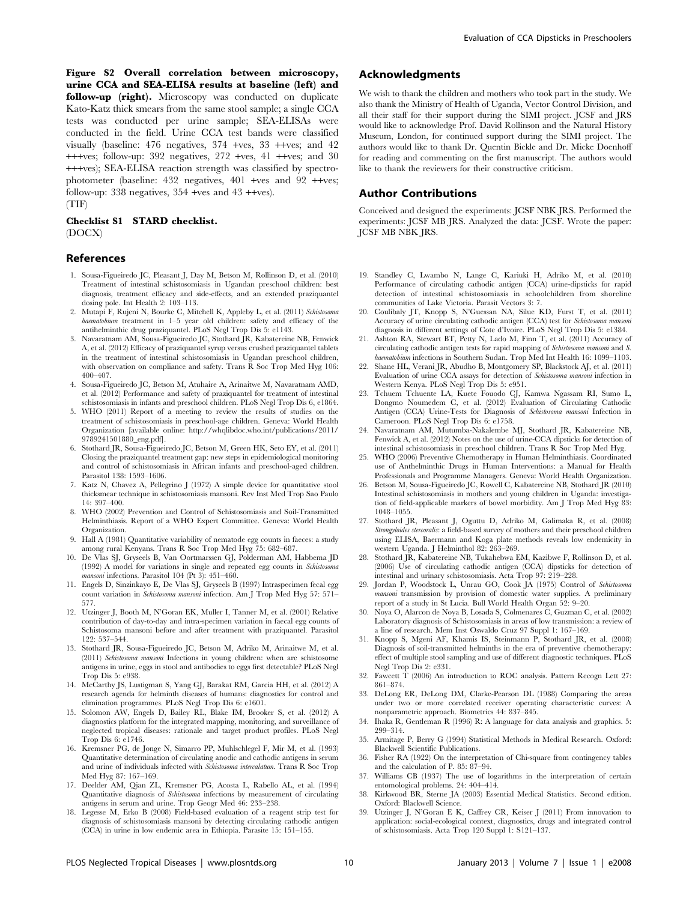**Figure S2 Overall correlation between microscopy, urine CCA and SEA-ELISA results at baseline (left) and follow-up (right).** Microscopy was conducted on duplicate Kato-Katz thick smears from the same stool sample; a single CCA tests was conducted per urine sample; SEA-ELISAs were conducted in the field. Urine CCA test bands were classified visually (baseline: 476 negatives, 374 +ves, 33 ++ves; and 42 +++ves; follow-up: 392 negatives, 272 +ves, 41 ++ves; and 30 +++ves); SEA-ELISA reaction strength was classified by spectrophotometer (baseline: 432 negatives, 401 +ves and 92 ++ves; follow-up: 338 negatives, 354 +ves and 43 ++ves).
(TIF)

**Checklist S1 STARD checklist.**
(DOCX)

## Acknowledgments

We wish to thank the children and mothers who took part in the study. We also thank the Ministry of Health of Uganda, Vector Control Division, and all their staff for their support during the SIMI project. JCSF and JRS would like to acknowledge Prof. David Rollinson and the Natural History Museum, London, for continued support during the SIMI project. The authors would like to thank Dr. Quentin Bickle and Dr. Micke Doenhoff for reading and commenting on the first manuscript. The authors would like to thank the reviewers for their constructive criticism.

## Author Contributions

Conceived and designed the experiments: JCSF NBK JRS. Performed the experiments: JCSF MB JRS. Analyzed the data: JCSF. Wrote the paper: JCSF MB NBK JRS.

## References

1. Sousa-Figueiredo JC, Pleasant J, Day M, Betson M, Rollinson D, et al. (2010) Treatment of intestinal schistosomiasis in Ugandan preschool children: best diagnosis, treatment efficacy and side-effects, and an extended praziquantel dosing pole. Int Health 2: 103–113.
2. Mutapi F, Rujeni N, Bourke C, Mitchell K, Appleby L, et al. (2011) *Schistosoma haematobium* treatment in 1–5 year old children: safety and efficacy of the antihelminthic drug praziquantel. PLoS Negl Trop Dis 5: e1143.
3. Navaratnam AM, Sousa-Figueiredo JC, Stothard JR, Kabatereine NB, Fenwick A, et al. (2012) Efficacy of praziquantel syrup versus crushed praziquantel tablets in the treatment of intestinal schistosomiasis in Ugandan preschool children, with observation on compliance and safety. Trans R Soc Trop Med Hyg 106: 400–407.
4. Sousa-Figueiredo JC, Betson M, Atuhaire A, Arinaitwe M, Navaratnam AMD, et al. (2012) Performance and safety of praziquantel for treatment of intestinal schistosomiasis in infants and preschool children. PLoS Negl Trop Dis 6, e1864.
5. WHO (2011) Report of a meeting to review the results of studies on the treatment of schistosomiasis in preschool-age children. Geneva: World Health Organization [available online: http://whqlibdoc.who.int/publications/2011/9789241501880_eng.pdf].
6. Stothard JR, Sousa-Figueiredo JC, Betson M, Green HK, Seto EY, et al. (2011) Closing the praziquantel treatment gap: new steps in epidemiological monitoring and control of schistosomiasis in African infants and preschool-aged children. Parasitol 138: 1593–1606.
7. Katz N, Chavez A, Pellegrino J (1972) A simple device for quantitative stool thicksmear technique in schistosomiasis mansoni. Rev Inst Med Trop Sao Paulo 14: 397–400.
8. WHO (2002) Prevention and Control of Schistosomiasis and Soil-Transmitted Helminthiasis. Report of a WHO Expert Committee. Geneva: World Health Organization.
9. Hall A (1981) Quantitative variability of nematode egg counts in faeces: a study among rural Kenyans. Trans R Soc Trop Med Hyg 75: 682–687.
10. De Vlas SJ, Gryseels B, Van Oortmarssen GJ, Polderman AM, Habbema JD (1992) A model for variations in single and repeated egg counts in *Schistosoma mansoni* infections. Parasitol 104 (Pt 3): 451–460.
11. Engels D, Sinzinkayo E, De Vlas SJ, Gryseels B (1997) Intraspecimen fecal egg count variation in *Schistosoma mansoni* infection. Am J Trop Med Hyg 57: 571–577.
12. Utzinger J, Booth M, N'Goran EK, Muller I, Tanner M, et al. (2001) Relative contribution of day-to-day and intra-specimen variation in faecal egg counts of Schistosoma mansoni before and after treatment with praziquantel. Parasitol 122: 537–544.
13. Stothard JR, Sousa-Figueiredo JC, Betson M, Adriko M, Arinaitwe M, et al. (2011) *Schistosoma mansoni* Infections in young children: when are schistosome antigens in urine, eggs in stool and antibodies to eggs first detectable? PLoS Negl Trop Dis 5: e938.
14. McCarthy JS, Lustigman S, Yang GJ, Barakat RM, Garcia HH, et al. (2012) A research agenda for helminth diseases of humans: diagnostics for control and elimination programmes. PLoS Negl Trop Dis 6: e1601.
15. Solomon AW, Engels D, Bailey RL, Blake IM, Brooker S, et al. (2012) A diagnostics platform for the integrated mapping, monitoring, and surveillance of neglected tropical diseases: rationale and target product profiles. PLoS Negl Trop Dis 6: e1746.
16. Kremsner PG, de Jonge N, Simarro PP, Muhlschlegel F, Mir M, et al. (1993) Quantitative determination of circulating anodic and cathodic antigens in serum and urine of individuals infected with *Schistosoma intercalatum*. Trans R Soc Trop Med Hyg 87: 167–169.
17. Deelder AM, Qian ZL, Kremsner PG, Acosta L, Rabello AL, et al. (1994) Quantitative diagnosis of *Schistosoma* infections by measurement of circulating antigens in serum and urine. Trop Geogr Med 46: 233–238.
18. Legesse M, Erko B (2008) Field-based evaluation of a reagent strip test for diagnosis of schistosomiasis mansoni by detecting circulating cathodic antigen (CCA) in urine in low endemic area in Ethiopia. Parasite 15: 151–155.
19. Standley C, Lwambo N, Lange C, Kariuki H, Adriko M, et al. (2010) Performance of circulating cathodic antigen (CCA) urine-dipsticks for rapid detection of intestinal schistosomiasis in schoolchildren from shoreline communities of Lake Victoria. Parasit Vectors 3: 7.
20. Coulibaly JT, Knopp S, N'Guessan NA, Silue KD, Furst T, et al. (2011) Accuracy of urine circulating cathodic antigen (CCA) test for *Schistosoma mansoni* diagnosis in different settings of Cote d'Ivoire. PLoS Negl Trop Dis 5: e1384.
21. Ashton RA, Stewart BT, Petty N, Lado M, Finn T, et al. (2011) Accuracy of circulating cathodic antigen tests for rapid mapping of *Schistosoma mansoni* and *S. haematobium* infections in Southern Sudan. Trop Med Int Health 16: 1099–1103.
22. Shane HL, Verani JR, Abudho B, Montgomery SP, Blackstock AJ, et al. (2011) Evaluation of urine CCA assays for detection of *Schistosoma mansoni* infection in Western Kenya. PLoS Negl Trop Dis 5: e951.
23. Tchuem Tchuente LA, Kuete Fouodo CJ, Kamwa Ngassam RI, Sumo L, Dongmo Noumedem C, et al. (2012) Evaluation of Circulating Cathodic Antigen (CCA) Urine-Tests for Diagnosis of *Schistosoma mansoni* Infection in Cameroon. PLoS Negl Trop Dis 6: e1758.
24. Navaratnam AM, Mutumba-Nakalembe MJ, Stothard JR, Kabatereine NB, Fenwick A, et al. (2012) Notes on the use of urine-CCA dipsticks for detection of intestinal schistosomiasis in preschool children. Trans R Soc Trop Med Hyg.
25. WHO (2006) Preventive Chemotherapy in Human Helminthiasis. Coordinated use of Anthelminthic Drugs in Human Interventions: a Manual for Health Professionals and Programme Managers. Geneva: World Health Organization.
26. Betson M, Sousa-Figueiredo JC, Rowell C, Kabatereine NB, Stothard JR (2010) Intestinal schistosomiasis in mothers and young children in Uganda: investigation of field-applicable markers of bowel morbidity. Am J Trop Med Hyg 83: 1048–1055.
27. Stothard JR, Pleasant J, Oguttu D, Adriko M, Galimaka R, et al. (2008) *Strongyloides stercoralis*: a field-based survey of mothers and their preschool children using ELISA, Baermann and Koga plate methods reveals low endemicity in western Uganda. J Helminthol 82: 263–269.
28. Stothard JR, Kabatereine NB, Tukahebwa EM, Kazibwe F, Rollinson D, et al. (2006) Use of circulating cathodic antigen (CCA) dipsticks for detection of intestinal and urinary schistosomiasis. Acta Trop 97: 219–228.
29. Jordan P, Woodstock L, Unrau GO, Cook JA (1975) Control of *Schistosoma mansoni* transmission by provision of domestic water supplies. A preliminary report of a study in St Lucia. Bull World Health Organ 52: 9–20.
30. Noya O, Alarcon de Noya B, Losada S, Colmenares C, Guzman C, et al. (2002) Laboratory diagnosis of Schistosomiasis in areas of low transmission: a review of a line of research. Mem Inst Oswaldo Cruz 97 Suppl 1: 167–169.
31. Knopp S, Mgeni AF, Khamis IS, Steinmann P, Stothard JR, et al. (2008) Diagnosis of soil-transmitted helminths in the era of preventive chemotherapy: effect of multiple stool sampling and use of different diagnostic techniques. PLoS Negl Trop Dis 2: e331.
32. Fawcett T (2006) An introduction to ROC analysis. Pattern Recogn Lett 27: 861–874.
33. DeLong ER, DeLong DM, Clarke-Pearson DL (1988) Comparing the areas under two or more correlated receiver operating characteristic curves: A nonparametric approach. Biometrics 44: 837–845.
34. Ihaka R, Gentleman R (1996) R: A language for data analysis and graphics. 5: 299–314.
35. Armitage P, Berry G (1994) Statistical Methods in Medical Research. Oxford: Blackwell Scientific Publications.
36. Fisher RA (1922) On the interpretation of Chi-square from contingency tables and the calculation of P. 85: 87–94.
37. Williams CB (1937) The use of logarithms in the interpretation of certain entomological problems. 24: 404–414.
38. Kirkwood BR, Sterne JA (2003) Essential Medical Statistics. Second edition. Oxford: Blackwell Science.
39. Utzinger J, N'Goran E K, Caffrey CR, Keiser J (2011) From innovation to application: social-ecological context, diagnostics, drugs and integrated control of schistosomiasis. Acta Trop 120 Suppl 1: S121–137.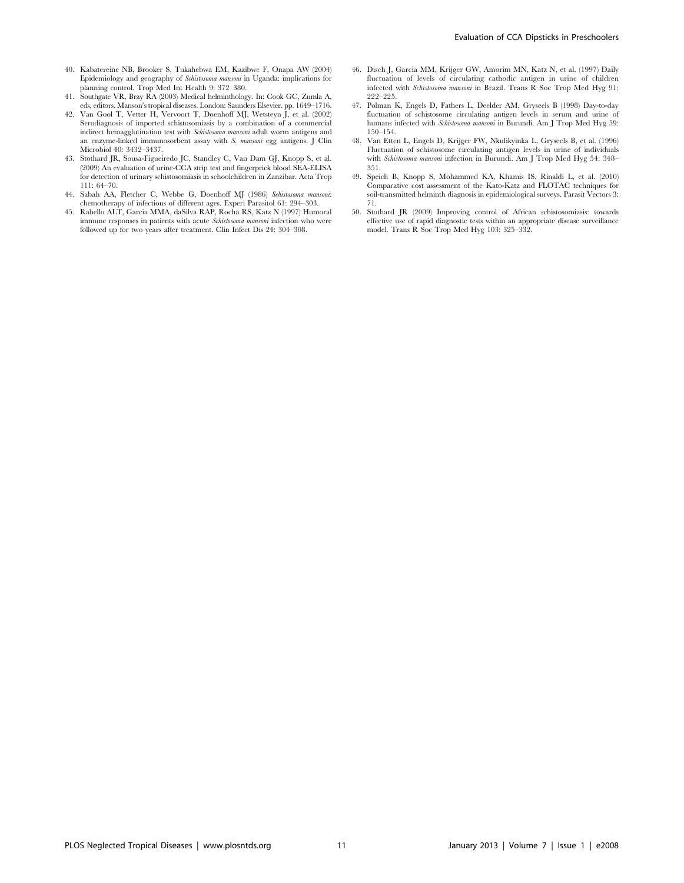40. Kabatereine NB, Brooker S, Tukahebwa EM, Kazibwe F, Onapa AW (2004) Epidemiology and geography of *Schistosoma mansoni* in Uganda: implications for planning control. Trop Med Int Health 9: 372–380.
41. Southgate VR, Bray RA (2003) Medical helminthology. In: Cook GC, Zumla A, eds, editors. Manson's tropical diseases. London: Saunders Elsevier. pp. 1649–1716.
42. Van Gool T, Vetter H, Vervoort T, Doenhoff MJ, Wetsteyn J, et al. (2002) Serodiagnosis of imported schistosomiasis by a combination of a commercial indirect hemagglutination test with *Schistosoma mansoni* adult worm antigens and an enzyme-linked immunosorbent assay with *S. mansoni* egg antigens. J Clin Microbiol 40: 3432–3437.
43. Stothard JR, Sousa-Figueiredo JC, Standley C, Van Dam GJ, Knopp S, et al. (2009) An evaluation of urine-CCA strip test and fingerprick blood SEA-ELISA for detection of urinary schistosomiasis in schoolchildren in Zanzibar. Acta Trop 111: 64–70.
44. Sabah AA, Fletcher C, Webbe G, Doenhoff MJ (1986) *Schistosoma mansoni*: chemotherapy of infections of different ages. Experi Parasitol 61: 294–303.
45. Rabello ALT, Garcia MMA, daSilva RAP, Rocha RS, Katz N (1997) Humoral immune responses in patients with acute *Schistosoma mansoni* infection who were followed up for two years after treatment. Clin Infect Dis 24: 304–308.
46. Disch J, Garcia MM, Krijger GW, Amorim MN, Katz N, et al. (1997) Daily fluctuation of levels of circulating cathodic antigen in urine of children infected with *Schistosoma mansoni* in Brazil. Trans R Soc Trop Med Hyg 91: 222–225.
47. Polman K, Engels D, Fathers L, Deelder AM, Gryseels B (1998) Day-to-day fluctuation of schistosome circulating antigen levels in serum and urine of humans infected with *Schistosoma mansoni* in Burundi. Am J Trop Med Hyg 59: 150–154.
48. Van Etten L, Engels D, Krijger FW, Nkulikyinka L, Gryseels B, et al. (1996) Fluctuation of schistosome circulating antigen levels in urine of individuals with *Schistosoma mansoni* infection in Burundi. Am J Trop Med Hyg 54: 348–351.
49. Speich B, Knopp S, Mohammed KA, Khamis IS, Rinaldi L, et al. (2010) Comparative cost assessment of the Kato-Katz and FLOTAC techniques for soil-transmitted helminth diagnosis in epidemiological surveys. Parasit Vectors 3: 71.
50. Stothard JR (2009) Improving control of African schistosomiasis: towards effective use of rapid diagnostic tests within an appropriate disease surveillance model. Trans R Soc Trop Med Hyg 103: 325–332.